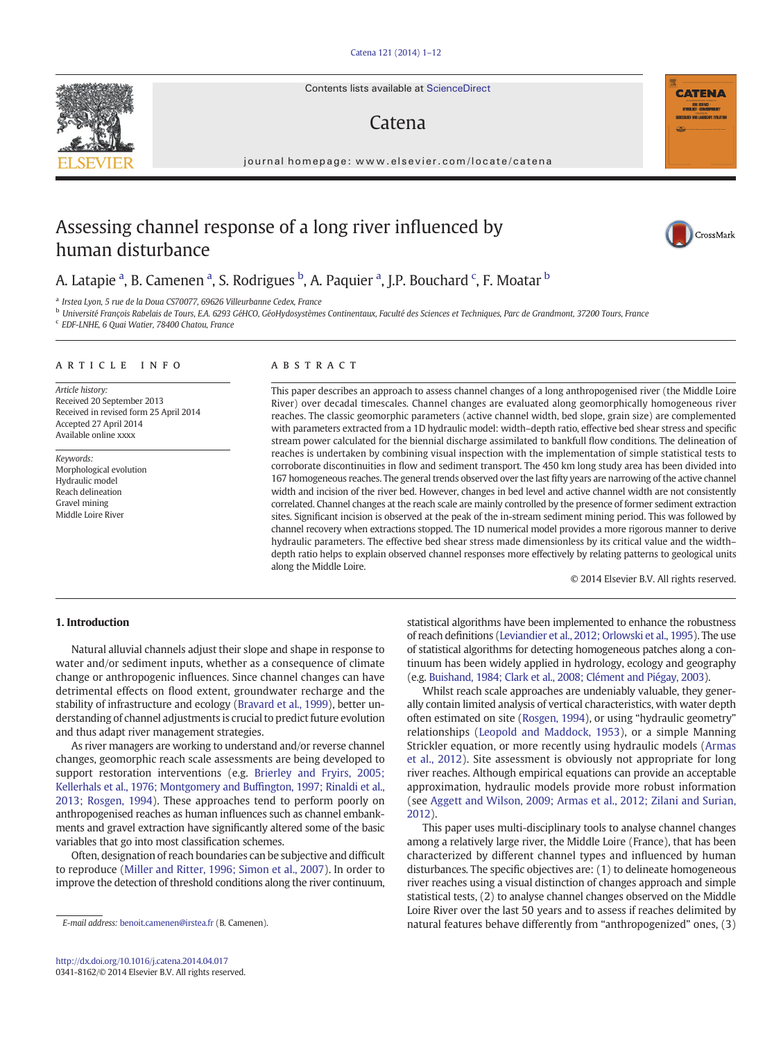# Assessing channel response of a long river influenced by human disturbance

A. Latapie [a], B. Camenen [a], S. Rodrigues [b], A. Paquier [a], J.P. Bouchard [c], F. Moatar [b]

[a] Irstea Lyon, 5 rue de la Doua CS70077, 69626 Villeurbanne Cedex, France

[b] Université François Rabelais de Tours, E.A. 6293 GéHCO, GéoHydosystèmes Continentaux, Faculté des Sciences et Techniques, Parc de Grandmont, 37200 Tours, France

[c] EDF-LNHE, 6 Quai Watier, 78400 Chatou, France

## ARTICLE INFO

*Article history:*
Received 20 September 2013
Received in revised form 25 April 2014
Accepted 27 April 2014
Available online xxxx

*Keywords:*
Morphological evolution
Hydraulic model
Reach delineation
Gravel mining
Middle Loire River

## ABSTRACT

This paper describes an approach to assess channel changes of a long anthropogenised river (the Middle Loire River) over decadal timescales. Channel changes are evaluated along geomorphically homogeneous river reaches. The classic geomorphic parameters (active channel width, bed slope, grain size) are complemented with parameters extracted from a 1D hydraulic model: width–depth ratio, effective bed shear stress and specific stream power calculated for the biennial discharge assimilated to bankfull flow conditions. The delineation of reaches is undertaken by combining visual inspection with the implementation of simple statistical tests to corroborate discontinuities in flow and sediment transport. The 450 km long study area has been divided into 167 homogeneous reaches. The general trends observed over the last fifty years are narrowing of the active channel width and incision of the river bed. However, changes in bed level and active channel width are not consistently correlated. Channel changes at the reach scale are mainly controlled by the presence of former sediment extraction sites. Significant incision is observed at the peak of the in-stream sediment mining period. This was followed by channel recovery when extractions stopped. The 1D numerical model provides a more rigorous manner to derive hydraulic parameters. The effective bed shear stress made dimensionless by its critical value and the width–depth ratio helps to explain observed channel responses more effectively by relating patterns to geological units along the Middle Loire.

© 2014 Elsevier B.V. All rights reserved.

## 1. Introduction

Natural alluvial channels adjust their slope and shape in response to water and/or sediment inputs, whether as a consequence of climate change or anthropogenic influences. Since channel changes can have detrimental effects on flood extent, groundwater recharge and the stability of infrastructure and ecology (Bravard et al., 1999), better understanding of channel adjustments is crucial to predict future evolution and thus adapt river management strategies.

As river managers are working to understand and/or reverse channel changes, geomorphic reach scale assessments are being developed to support restoration interventions (e.g. Brierley and Fryirs, 2005; Kellerhals et al., 1976; Montgomery and Buffington, 1997; Rinaldi et al., 2013; Rosgen, 1994). These approaches tend to perform poorly on anthropogenised reaches as human influences such as channel embankments and gravel extraction have significantly altered some of the basic variables that go into most classification schemes.

Often, designation of reach boundaries can be subjective and difficult to reproduce (Miller and Ritter, 1996; Simon et al., 2007). In order to improve the detection of threshold conditions along the river continuum, statistical algorithms have been implemented to enhance the robustness of reach definitions (Leviandier et al., 2012; Orlowski et al., 1995). The use of statistical algorithms for detecting homogeneous patches along a continuum has been widely applied in hydrology, ecology and geography (e.g. Buishand, 1984; Clark et al., 2008; Clément and Piégay, 2003).

Whilst reach scale approaches are undeniably valuable, they generally contain limited analysis of vertical characteristics, with water depth often estimated on site (Rosgen, 1994), or using "hydraulic geometry" relationships (Leopold and Maddock, 1953), or a simple Manning Strickler equation, or more recently using hydraulic models (Armas et al., 2012). Site assessment is obviously not appropriate for long river reaches. Although empirical equations can provide an acceptable approximation, hydraulic models provide more robust information (see Aggett and Wilson, 2009; Armas et al., 2012; Zilani and Surian, 2012).

This paper uses multi-disciplinary tools to analyse channel changes among a relatively large river, the Middle Loire (France), that has been characterized by different channel types and influenced by human disturbances. The specific objectives are: (1) to delineate homogeneous river reaches using a visual distinction of changes approach and simple statistical tests, (2) to analyse channel changes observed on the Middle Loire River over the last 50 years and to assess if reaches delimited by natural features behave differently from "anthropogenized" ones, (3)

E-mail address: benoit.camenen@irstea.fr (B. Camenen).

http://dx.doi.org/10.1016/j.catena.2014.04.017
0341-8162/© 2014 Elsevier B.V. All rights reserved.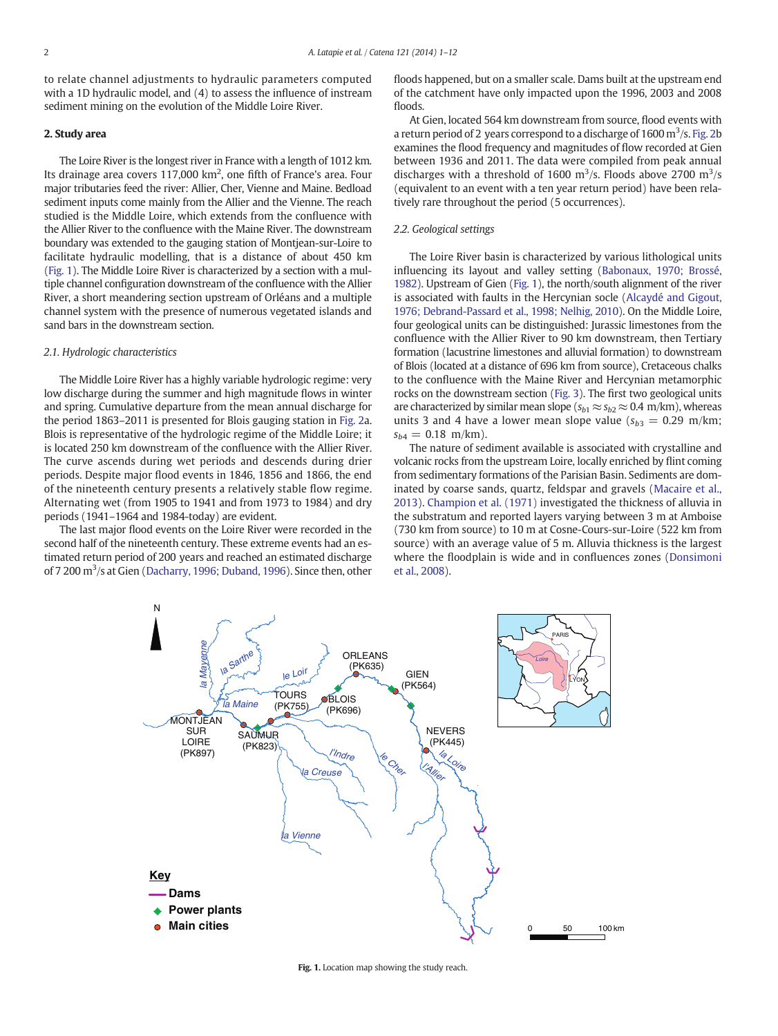to relate channel adjustments to hydraulic parameters computed with a 1D hydraulic model, and (4) to assess the influence of instream sediment mining on the evolution of the Middle Loire River.

## 2. Study area

The Loire River is the longest river in France with a length of 1012 km. Its drainage area covers 117,000 km$^2$, one fifth of France's area. Four major tributaries feed the river: Allier, Cher, Vienne and Maine. Bedload sediment inputs come mainly from the Allier and the Vienne. The reach studied is the Middle Loire, which extends from the confluence with the Allier River to the confluence with the Maine River. The downstream boundary was extended to the gauging station of Montjean-sur-Loire to facilitate hydraulic modelling, that is a distance of about 450 km (Fig. 1). The Middle Loire River is characterized by a section with a multiple channel configuration downstream of the confluence with the Allier River, a short meandering section upstream of Orléans and a multiple channel system with the presence of numerous vegetated islands and sand bars in the downstream section.

### 2.1. Hydrologic characteristics

The Middle Loire River has a highly variable hydrologic regime: very low discharge during the summer and high magnitude flows in winter and spring. Cumulative departure from the mean annual discharge for the period 1863–2011 is presented for Blois gauging station in Fig. 2a. Blois is representative of the hydrologic regime of the Middle Loire; it is located 250 km downstream of the confluence with the Allier River. The curve ascends during wet periods and descends during drier periods. Despite major flood events in 1846, 1856 and 1866, the end of the nineteenth century presents a relatively stable flow regime. Alternating wet (from 1905 to 1941 and from 1973 to 1984) and dry periods (1941–1964 and 1984-today) are evident.

The last major flood events on the Loire River were recorded in the second half of the nineteenth century. These extreme events had an estimated return period of 200 years and reached an estimated discharge of 7 200 m$^3$/s at Gien (Dacharry, 1996; Duband, 1996). Since then, other floods happened, but on a smaller scale. Dams built at the upstream end of the catchment have only impacted upon the 1996, 2003 and 2008 floods.

At Gien, located 564 km downstream from source, flood events with a return period of 2 years correspond to a discharge of 1600 m$^3$/s. Fig. 2b examines the flood frequency and magnitudes of flow recorded at Gien between 1936 and 2011. The data were compiled from peak annual discharges with a threshold of 1600 m$^3$/s. Floods above 2700 m$^3$/s (equivalent to an event with a ten year return period) have been relatively rare throughout the period (5 occurrences).

### 2.2. Geological settings

The Loire River basin is characterized by various lithological units influencing its layout and valley setting (Babonaux, 1970; Brossé, 1982). Upstream of Gien (Fig. 1), the north/south alignment of the river is associated with faults in the Hercynian socle (Alcaydé and Gigout, 1976; Debrand-Passard et al., 1998; Nelhig, 2010). On the Middle Loire, four geological units can be distinguished: Jurassic limestones from the confluence with the Allier River to 90 km downstream, then Tertiary formation (lacustrine limestones and alluvial formation) to downstream of Blois (located at a distance of 696 km from source), Cretaceous chalks to the confluence with the Maine River and Hercynian metamorphic rocks on the downstream section (Fig. 3). The first two geological units are characterized by similar mean slope ($s_{b1} \approx s_{b2} \approx 0.4$ m/km), whereas units 3 and 4 have a lower mean slope value ($s_{b3}$ = 0.29 m/km; $s_{b4}$ = 0.18 m/km).

The nature of sediment available is associated with crystalline and volcanic rocks from the upstream Loire, locally enriched by flint coming from sedimentary formations of the Parisian Basin. Sediments are dominated by coarse sands, quartz, feldspar and gravels (Macaire et al., 2013). Champion et al. (1971) investigated the thickness of alluvia in the substratum and reported layers varying between 3 m at Amboise (730 km from source) to 10 m at Cosne-Cours-sur-Loire (522 km from source) with an average value of 5 m. Alluvia thickness is the largest where the floodplain is wide and in confluences zones (Donsimoni et al., 2008).

**Fig. 1.** Location map showing the study reach.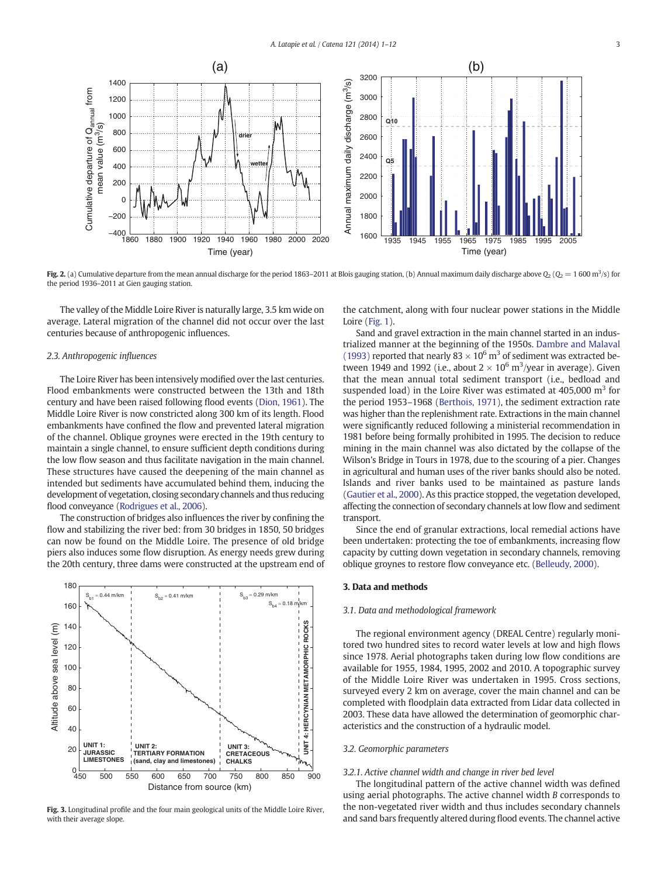**Fig. 2.** (a) Cumulative departure from the mean annual discharge for the period 1863–2011 at Blois gauging station, (b) Annual maximum daily discharge above $Q_2$ ($Q_2 = 1\,600$ m$^3$/s) for the period 1936–2011 at Gien gauging station.

The valley of the Middle Loire River is naturally large, 3.5 km wide on average. Lateral migration of the channel did not occur over the last centuries because of anthropogenic influences.

### 2.3. Anthropogenic influences

The Loire River has been intensively modified over the last centuries. Flood embankments were constructed between the 13th and 18th century and have been raised following flood events (Dion, 1961). The Middle Loire River is now constricted along 300 km of its length. Flood embankments have confined the flow and prevented lateral migration of the channel. Oblique groynes were erected in the 19th century to maintain a single channel, to ensure sufficient depth conditions during the low flow season and thus facilitate navigation in the main channel. These structures have caused the deepening of the main channel as intended but sediments have accumulated behind them, inducing the development of vegetation, closing secondary channels and thus reducing flood conveyance (Rodrigues et al., 2006).

The construction of bridges also influences the river by confining the flow and stabilizing the river bed: from 30 bridges in 1850, 50 bridges can now be found on the Middle Loire. The presence of old bridge piers also induces some flow disruption. As energy needs grew during the 20th century, three dams were constructed at the upstream end of the catchment, along with four nuclear power stations in the Middle Loire (Fig. 1).

Sand and gravel extraction in the main channel started in an industrialized manner at the beginning of the 1950s. Dambre and Malaval (1993) reported that nearly $83 \times 10^6$ m$^3$ of sediment was extracted between 1949 and 1992 (i.e., about $2 \times 10^6$ m$^3$/year in average). Given that the mean annual total sediment transport (i.e., bedload and suspended load) in the Loire River was estimated at 405,000 m$^3$ for the period 1953–1968 (Berthois, 1971), the sediment extraction rate was higher than the replenishment rate. Extractions in the main channel were significantly reduced following a ministerial recommendation in 1981 before being formally prohibited in 1995. The decision to reduce mining in the main channel was also dictated by the collapse of the Wilson's Bridge in Tours in 1978, due to the scouring of a pier. Changes in agricultural and human uses of the river banks should also be noted. Islands and river banks used to be maintained as pasture lands (Gautier et al., 2000). As this practice stopped, the vegetation developed, affecting the connection of secondary channels at low flow and sediment transport.

Since the end of granular extractions, local remedial actions have been undertaken: protecting the toe of embankments, increasing flow capacity by cutting down vegetation in secondary channels, removing oblique groynes to restore flow conveyance etc. (Belleudy, 2000).

**Fig. 3.** Longitudinal profile and the four main geological units of the Middle Loire River, with their average slope.

## 3. Data and methods

### 3.1. Data and methodological framework

The regional environment agency (DREAL Centre) regularly monitored two hundred sites to record water levels at low and high flows since 1978. Aerial photographs taken during low flow conditions are available for 1955, 1984, 1995, 2002 and 2010. A topographic survey of the Middle Loire River was undertaken in 1995. Cross sections, surveyed every 2 km on average, cover the main channel and can be completed with floodplain data extracted from Lidar data collected in 2003. These data have allowed the determination of geomorphic characteristics and the construction of a hydraulic model.

### 3.2. Geomorphic parameters

#### 3.2.1. Active channel width and change in river bed level

The longitudinal pattern of the active channel width was defined using aerial photographs. The active channel width $B$ corresponds to the non-vegetated river width and thus includes secondary channels and sand bars frequently altered during flood events. The channel active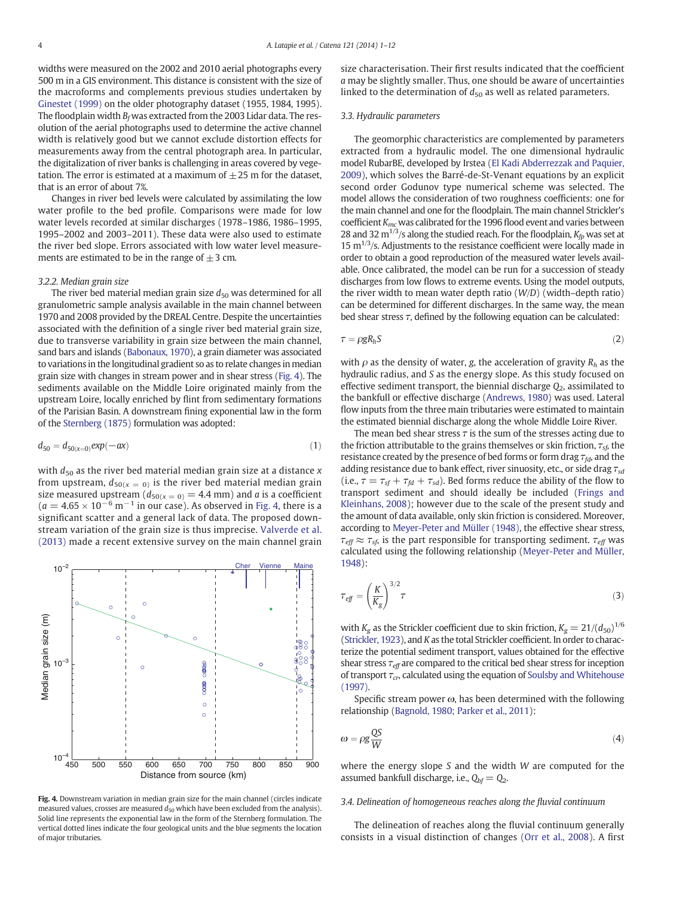widths were measured on the 2002 and 2010 aerial photographs every 500 m in a GIS environment. This distance is consistent with the size of the macroforms and complements previous studies undertaken by Ginestet (1999) on the older photography dataset (1955, 1984, 1995). The floodplain width $B_f$ was extracted from the 2003 Lidar data. The resolution of the aerial photographs used to determine the active channel width is relatively good but we cannot exclude distortion effects for measurements away from the central photograph area. In particular, the digitalization of river banks is challenging in areas covered by vegetation. The error is estimated at a maximum of $\pm 25$ m for the dataset, that is an error of about 7%.

Changes in river bed levels were calculated by assimilating the low water profile to the bed profile. Comparisons were made for low water levels recorded at similar discharges (1978–1986, 1986–1995, 1995–2002 and 2003–2011). These data were also used to estimate the river bed slope. Errors associated with low water level measurements are estimated to be in the range of $\pm 3$ cm.

#### 3.2.2. Median grain size

The river bed material median grain size $d_{50}$ was determined for all granulometric sample analysis available in the main channel between 1970 and 2008 provided by the DREAL Centre. Despite the uncertainties associated with the definition of a single river bed material grain size, due to transverse variability in grain size between the main channel, sand bars and islands (Babonaux, 1970), a grain diameter was associated to variations in the longitudinal gradient so as to relate changes in median grain size with changes in stream power and in shear stress (Fig. 4). The sediments available on the Middle Loire originated mainly from the upstream Loire, locally enriched by flint from sedimentary formations of the Parisian Basin. A downstream fining exponential law in the form of the Sternberg (1875) formulation was adopted:

$$d_{50} = d_{50(x=0)} exp(-ax) \tag{1}$$

with $d_{50}$ as the river bed material median grain size at a distance $x$ from upstream, $d_{50(x=0)}$ is the river bed material median grain size measured upstream ($d_{50(x=0)} = 4.4$ mm) and $a$ is a coefficient ($a = 4.65 \times 10^{-6}$ m$^{-1}$ in our case). As observed in Fig. 4, there is a significant scatter and a general lack of data. The proposed downstream variation of the grain size is thus imprecise. Valverde et al. (2013) made a recent extensive survey on the main channel grain size characterisation. Their first results indicated that the coefficient $a$ may be slightly smaller. Thus, one should be aware of uncertainties linked to the determination of $d_{50}$ as well as related parameters.

Fig. 4. Downstream variation in median grain size for the main channel (circles indicate measured values, crosses are measured $d_{50}$ which have been excluded from the analysis). Solid line represents the exponential law in the form of the Sternberg formulation. The vertical dotted lines indicate the four geological units and the blue segments the location of major tributaries.

### 3.3. Hydraulic parameters

The geomorphic characteristics are complemented by parameters extracted from a hydraulic model. The one dimensional hydraulic model RubarBE, developed by Irstea (El Kadi Abderrezzak and Paquier, 2009), which solves the Barré-de-St-Venant equations by an explicit second order Godunov type numerical scheme was selected. The model allows the consideration of two roughness coefficients: one for the main channel and one for the floodplain. The main channel Strickler's coefficient $K_{mc}$ was calibrated for the 1996 flood event and varies between 28 and 32 m$^{1/3}$/s along the studied reach. For the floodplain, $K_{fp}$ was set at 15 m$^{1/3}$/s. Adjustments to the resistance coefficient were locally made in order to obtain a good reproduction of the measured water levels available. Once calibrated, the model can be run for a succession of steady discharges from low flows to extreme events. Using the model outputs, the river width to mean water depth ratio ($W/D$) (width–depth ratio) can be determined for different discharges. In the same way, the mean bed shear stress $\tau$, defined by the following equation can be calculated:

$$\tau = \rho g R_h S \tag{2}$$

with $\rho$ as the density of water, $g$, the acceleration of gravity $R_h$ as the hydraulic radius, and $S$ as the energy slope. As this study focused on effective sediment transport, the biennial discharge $Q_2$, assimilated to the bankfull or effective discharge (Andrews, 1980) was used. Lateral flow inputs from the three main tributaries were estimated to maintain the estimated biennial discharge along the whole Middle Loire River.

The mean bed shear stress $\tau$ is the sum of the stresses acting due to the friction attributable to the grains themselves or skin friction, $\tau_{sf}$, the resistance created by the presence of bed forms or form drag $\tau_{fd}$, and the adding resistance due to bank effect, river sinuosity, etc., or side drag $\tau_{sd}$ (i.e., $\tau = \tau_{sf} + \tau_{fd} + \tau_{sd}$). Bed forms reduce the ability of the flow to transport sediment and should ideally be included (Frings and Kleinhans, 2008); however due to the scale of the present study and the amount of data available, only skin friction is considered. Moreover, according to Meyer-Peter and Müller (1948), the effective shear stress, $\tau_{eff} \approx \tau_{sf}$, is the part responsible for transporting sediment. $\tau_{eff}$ was calculated using the following relationship (Meyer-Peter and Müller, 1948):

$$\tau_{eff} = \left(\frac{K}{K_g}\right)^{3/2} \tau \tag{3}$$

with $K_g$ as the Strickler coefficient due to skin friction, $K_g = 21/(d_{50})^{1/6}$ (Strickler, 1923), and $K$ as the total Strickler coefficient. In order to characterize the potential sediment transport, values obtained for the effective shear stress $\tau_{eff}$ are compared to the critical bed shear stress for inception of transport $\tau_{cr}$, calculated using the equation of Soulsby and Whitehouse (1997).

Specific stream power $\omega$, has been determined with the following relationship (Bagnold, 1980; Parker et al., 2011):

$$\omega = \rho g \frac{QS}{W} \tag{4}$$

where the energy slope $S$ and the width $W$ are computed for the assumed bankfull discharge, i.e., $Q_{bf} = Q_2$.

### 3.4. Delineation of homogeneous reaches along the fluvial continuum

The delineation of reaches along the fluvial continuum generally consists in a visual distinction of changes (Orr et al., 2008). A first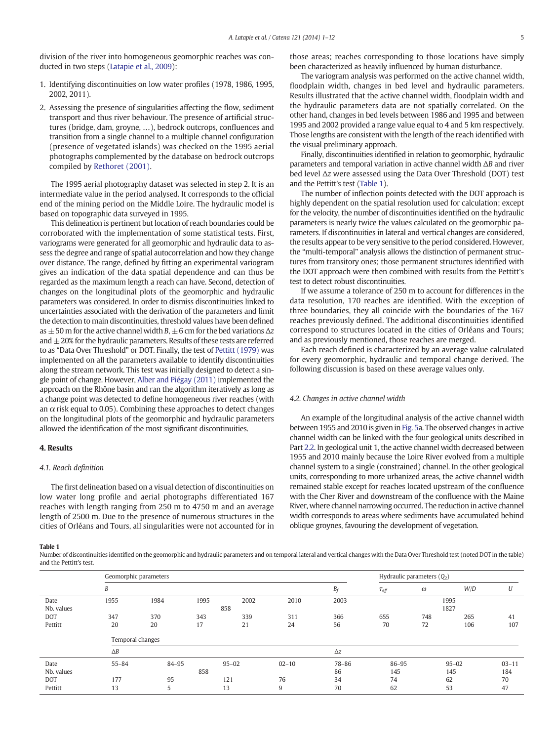division of the river into homogeneous geomorphic reaches was conducted in two steps (Latapie et al., 2009):

1. Identifying discontinuities on low water profiles (1978, 1986, 1995, 2002, 2011).
2. Assessing the presence of singularities affecting the flow, sediment transport and thus river behaviour. The presence of artificial structures (bridge, dam, groyne, …), bedrock outcrops, confluences and transition from a single channel to a multiple channel configuration (presence of vegetated islands) was checked on the 1995 aerial photographs complemented by the database on bedrock outcrops compiled by Rethoret (2001).

The 1995 aerial photography dataset was selected in step 2. It is an intermediate value in the period analysed. It corresponds to the official end of the mining period on the Middle Loire. The hydraulic model is based on topographic data surveyed in 1995.

This delineation is pertinent but location of reach boundaries could be corroborated with the implementation of some statistical tests. First, variograms were generated for all geomorphic and hydraulic data to assess the degree and range of spatial autocorrelation and how they change over distance. The range, defined by fitting an experimental variogram gives an indication of the data spatial dependence and can thus be regarded as the maximum length a reach can have. Second, detection of changes on the longitudinal plots of the geomorphic and hydraulic parameters was considered. In order to dismiss discontinuities linked to uncertainties associated with the derivation of the parameters and limit the detection to main discontinuities, threshold values have been defined as ± 50 m for the active channel width $B$, ± 6 cm for the bed variations $\Delta z$ and ± 20% for the hydraulic parameters. Results of these tests are referred to as "Data Over Threshold" or DOT. Finally, the test of Pettitt (1979) was implemented on all the parameters available to identify discontinuities along the stream network. This test was initially designed to detect a single point of change. However, Alber and Piégay (2011) implemented the approach on the Rhône basin and ran the algorithm iteratively as long as a change point was detected to define homogeneous river reaches (with an $\alpha$ risk equal to 0.05). Combining these approaches to detect changes on the longitudinal plots of the geomorphic and hydraulic parameters allowed the identification of the most significant discontinuities.

## 4. Results

### 4.1. Reach definition

The first delineation based on a visual detection of discontinuities on low water long profile and aerial photographs differentiated 167 reaches with length ranging from 250 m to 4750 m and an average length of 2500 m. Due to the presence of numerous structures in the cities of Orléans and Tours, all singularities were not accounted for in those areas; reaches corresponding to those locations have simply been characterized as heavily influenced by human disturbance.

The variogram analysis was performed on the active channel width, floodplain width, changes in bed level and hydraulic parameters. Results illustrated that the active channel width, floodplain width and the hydraulic parameters data are not spatially correlated. On the other hand, changes in bed levels between 1986 and 1995 and between 1995 and 2002 provided a range value equal to 4 and 5 km respectively. Those lengths are consistent with the length of the reach identified with the visual preliminary approach.

Finally, discontinuities identified in relation to geomorphic, hydraulic parameters and temporal variation in active channel width $\Delta B$ and river bed level $\Delta z$ were assessed using the Data Over Threshold (DOT) test and the Pettitt's test (Table 1).

The number of inflection points detected with the DOT approach is highly dependent on the spatial resolution used for calculation; except for the velocity, the number of discontinuities identified on the hydraulic parameters is nearly twice the values calculated on the geomorphic parameters. If discontinuities in lateral and vertical changes are considered, the results appear to be very sensitive to the period considered. However, the "multi-temporal" analysis allows the distinction of permanent structures from transitory ones; those permanent structures identified with the DOT approach were then combined with results from the Pettitt's test to detect robust discontinuities.

If we assume a tolerance of 250 m to account for differences in the data resolution, 170 reaches are identified. With the exception of three boundaries, they all coincide with the boundaries of the 167 reaches previously defined. The additional discontinuities identified correspond to structures located in the cities of Orléans and Tours; and as previously mentioned, those reaches are merged.

Each reach defined is characterized by an average value calculated for every geomorphic, hydraulic and temporal change derived. The following discussion is based on these average values only.

### 4.2. Changes in active channel width

An example of the longitudinal analysis of the active channel width between 1955 and 2010 is given in Fig. 5a. The observed changes in active channel width can be linked with the four geological units described in Part 2.2. In geological unit 1, the active channel width decreased between 1955 and 2010 mainly because the Loire River evolved from a multiple channel system to a single (constrained) channel. In the other geological units, corresponding to more urbanized areas, the active channel width remained stable except for reaches located upstream of the confluence with the Cher River and downstream of the confluence with the Maine River, where channel narrowing occurred. The reduction in active channel width corresponds to areas where sediments have accumulated behind oblique groynes, favouring the development of vegetation.

**Table 1**
Number of discontinuities identified on the geomorphic and hydraulic parameters and on temporal lateral and vertical changes with the Data Over Threshold test (noted DOT in the table) and the Pettitt's test.

| | Geomorphic parameters | | | | | | Hydraulic parameters ($Q_2$) | | | |
|---|---|---|---|---|---|---|---|---|---|---|
| | $B$ | | | | | $B_f$ | $\tau_{eff}$ | $\omega$ | $W/D$ | $U$ |
| Date | 1955 | 1984 | 1995 | 2002 | 2010 | 2003 | | | 1995 | |
| Nb. values | | | 858 | | | | | | 1827 | |
| DOT | 347 | 370 | 343 | 339 | 311 | 366 | 655 | 748 | 265 | 41 |
| Pettitt | 20 | 20 | 17 | 21 | 24 | 56 | 70 | 72 | 106 | 107 |
| | Temporal changes | | | | | | | | | |
| | $\Delta B$ | | | | | $\Delta z$ | | | | |
| Date | 55–84 | 84–95 | | 95–02 | 02–10 | 78–86 | 86–95 | | 95–02 | 03–11 |
| Nb. values | | | 858 | | | 86 | 145 | | 145 | 184 |
| DOT | 177 | 95 | | 121 | 76 | 34 | 74 | | 62 | 70 |
| Pettitt | 13 | 5 | | 13 | 9 | 70 | 62 | | 53 | 47 |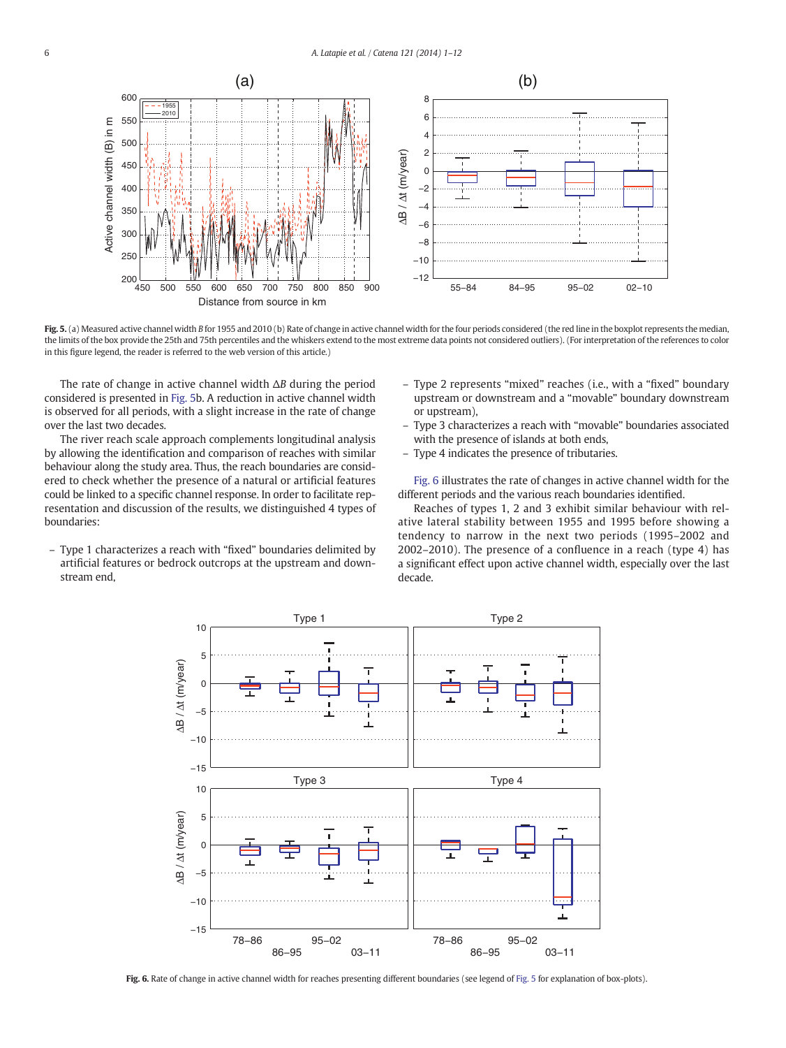**Fig. 5.** (a) Measured active channel width $B$ for 1955 and 2010 (b) Rate of change in active channel width for the four periods considered (the red line in the boxplot represents the median, the limits of the box provide the 25th and 75th percentiles and the whiskers extend to the most extreme data points not considered outliers). (For interpretation of the references to color in this figure legend, the reader is referred to the web version of this article.)

The rate of change in active channel width $\Delta B$ during the period considered is presented in Fig. 5b. A reduction in active channel width is observed for all periods, with a slight increase in the rate of change over the last two decades.

The river reach scale approach complements longitudinal analysis by allowing the identification and comparison of reaches with similar behaviour along the study area. Thus, the reach boundaries are considered to check whether the presence of a natural or artificial features could be linked to a specific channel response. In order to facilitate representation and discussion of the results, we distinguished 4 types of boundaries:

- Type 1 characterizes a reach with "fixed" boundaries delimited by artificial features or bedrock outcrops at the upstream and downstream end,
- Type 2 represents "mixed" reaches (i.e., with a "fixed" boundary upstream or downstream and a "movable" boundary downstream or upstream),
- Type 3 characterizes a reach with "movable" boundaries associated with the presence of islands at both ends,
- Type 4 indicates the presence of tributaries.

Fig. 6 illustrates the rate of changes in active channel width for the different periods and the various reach boundaries identified.

Reaches of types 1, 2 and 3 exhibit similar behaviour with relative lateral stability between 1955 and 1995 before showing a tendency to narrow in the next two periods (1995–2002 and 2002–2010). The presence of a confluence in a reach (type 4) has a significant effect upon active channel width, especially over the last decade.

**Fig. 6.** Rate of change in active channel width for reaches presenting different boundaries (see legend of Fig. 5 for explanation of box-plots).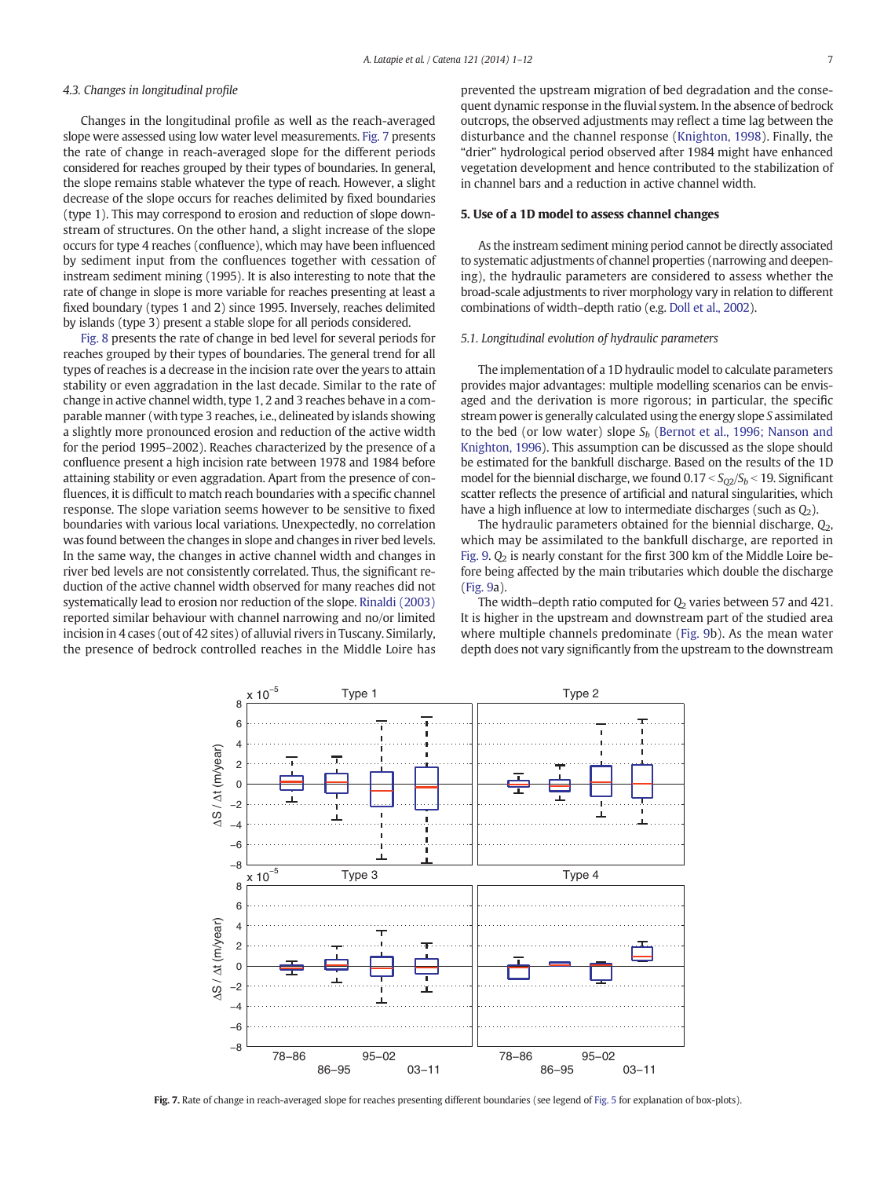### 4.3. Changes in longitudinal profile

Changes in the longitudinal profile as well as the reach-averaged slope were assessed using low water level measurements. Fig. 7 presents the rate of change in reach-averaged slope for the different periods considered for reaches grouped by their types of boundaries. In general, the slope remains stable whatever the type of reach. However, a slight decrease of the slope occurs for reaches delimited by fixed boundaries (type 1). This may correspond to erosion and reduction of slope downstream of structures. On the other hand, a slight increase of the slope occurs for type 4 reaches (confluence), which may have been influenced by sediment input from the confluences together with cessation of instream sediment mining (1995). It is also interesting to note that the rate of change in slope is more variable for reaches presenting at least a fixed boundary (types 1 and 2) since 1995. Inversely, reaches delimited by islands (type 3) present a stable slope for all periods considered.

Fig. 8 presents the rate of change in bed level for several periods for reaches grouped by their types of boundaries. The general trend for all types of reaches is a decrease in the incision rate over the years to attain stability or even aggradation in the last decade. Similar to the rate of change in active channel width, type 1, 2 and 3 reaches behave in a comparable manner (with type 3 reaches, i.e., delineated by islands showing a slightly more pronounced erosion and reduction of the active width for the period 1995–2002). Reaches characterized by the presence of a confluence present a high incision rate between 1978 and 1984 before attaining stability or even aggradation. Apart from the presence of confluences, it is difficult to match reach boundaries with a specific channel response. The slope variation seems however to be sensitive to fixed boundaries with various local variations. Unexpectedly, no correlation was found between the changes in slope and changes in river bed levels. In the same way, the changes in active channel width and changes in river bed levels are not consistently correlated. Thus, the significant reduction of the active channel width observed for many reaches did not systematically lead to erosion nor reduction of the slope. Rinaldi (2003) reported similar behaviour with channel narrowing and/or limited incision in 4 cases (out of 42 sites) of alluvial rivers in Tuscany. Similarly, the presence of bedrock controlled reaches in the Middle Loire has prevented the upstream migration of bed degradation and the consequent dynamic response in the fluvial system. In the absence of bedrock outcrops, the observed adjustments may reflect a time lag between the disturbance and the channel response (Knighton, 1998). Finally, the "drier" hydrological period observed after 1984 might have enhanced vegetation development and hence contributed to the stabilization of in channel bars and a reduction in active channel width.

## 5. Use of a 1D model to assess channel changes

As the instream sediment mining period cannot be directly associated to systematic adjustments of channel properties (narrowing and deepening), the hydraulic parameters are considered to assess whether the broad-scale adjustments to river morphology vary in relation to different combinations of width–depth ratio (e.g. Doll et al., 2002).

### 5.1. Longitudinal evolution of hydraulic parameters

The implementation of a 1D hydraulic model to calculate parameters provides major advantages: multiple modelling scenarios can be envisaged and the derivation is more rigorous; in particular, the specific stream power is generally calculated using the energy slope $S$ assimilated to the bed (or low water) slope $S_b$ (Bernot et al., 1996; Nanson and Knighton, 1996). This assumption can be discussed as the slope should be estimated for the bankfull discharge. Based on the results of the 1D model for the biennial discharge, we found $0.17 < S_{Q2}/S_b < 19$. Significant scatter reflects the presence of artificial and natural singularities, which have a high influence at low to intermediate discharges (such as $Q_2$).

The hydraulic parameters obtained for the biennial discharge, $Q_2$, which may be assimilated to the bankfull discharge, are reported in Fig. 9. $Q_2$ is nearly constant for the first 300 km of the Middle Loire before being affected by the main tributaries which double the discharge (Fig. 9a).

The width–depth ratio computed for $Q_2$ varies between 57 and 421. It is higher in the upstream and downstream part of the studied area where multiple channels predominate (Fig. 9b). As the mean water depth does not vary significantly from the upstream to the downstream

**Fig. 7.** Rate of change in reach-averaged slope for reaches presenting different boundaries (see legend of Fig. 5 for explanation of box-plots).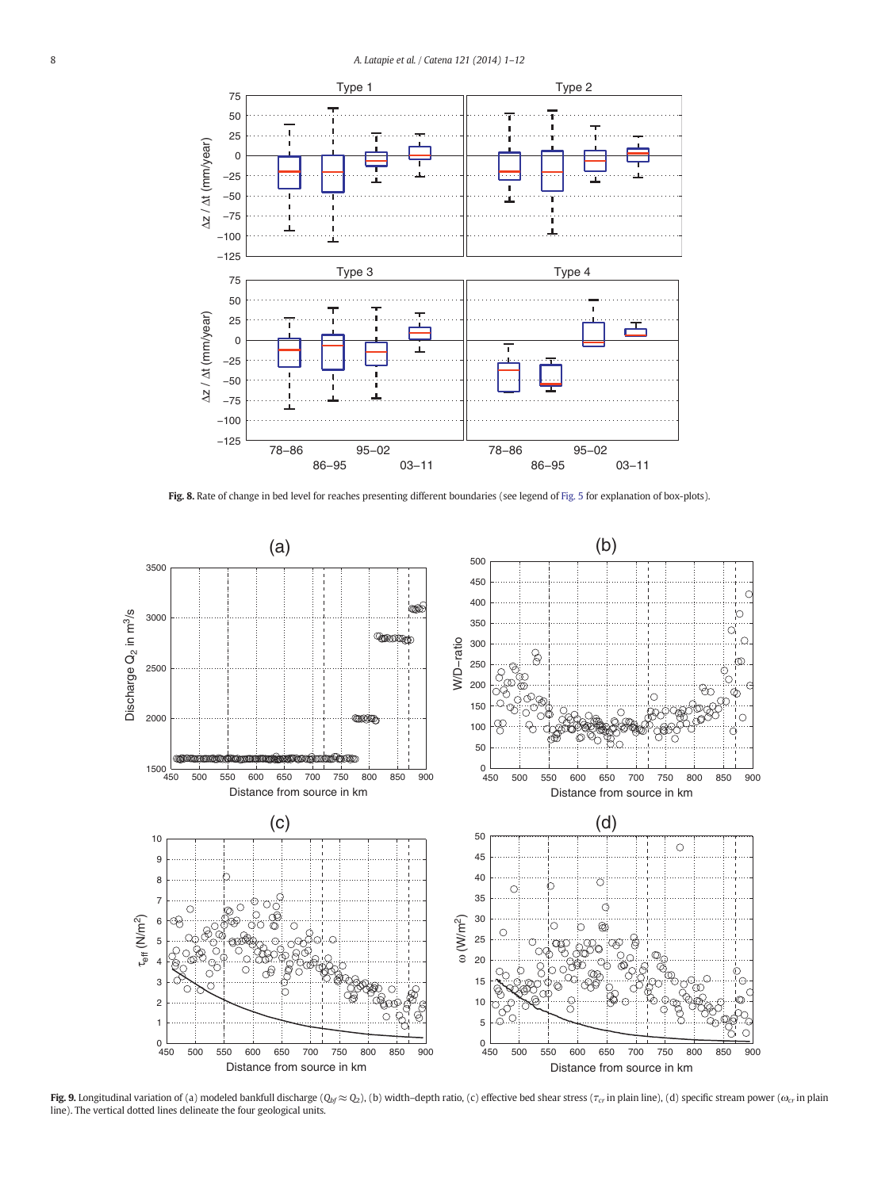**Fig. 8.** Rate of change in bed level for reaches presenting different boundaries (see legend of Fig. 5 for explanation of box-plots).

**Fig. 9.** Longitudinal variation of (a) modeled bankfull discharge ($Q_{bf} \approx Q_2$), (b) width–depth ratio, (c) effective bed shear stress ($\tau_{cr}$ in plain line), (d) specific stream power ($\omega_{cr}$ in plain line). The vertical dotted lines delineate the four geological units.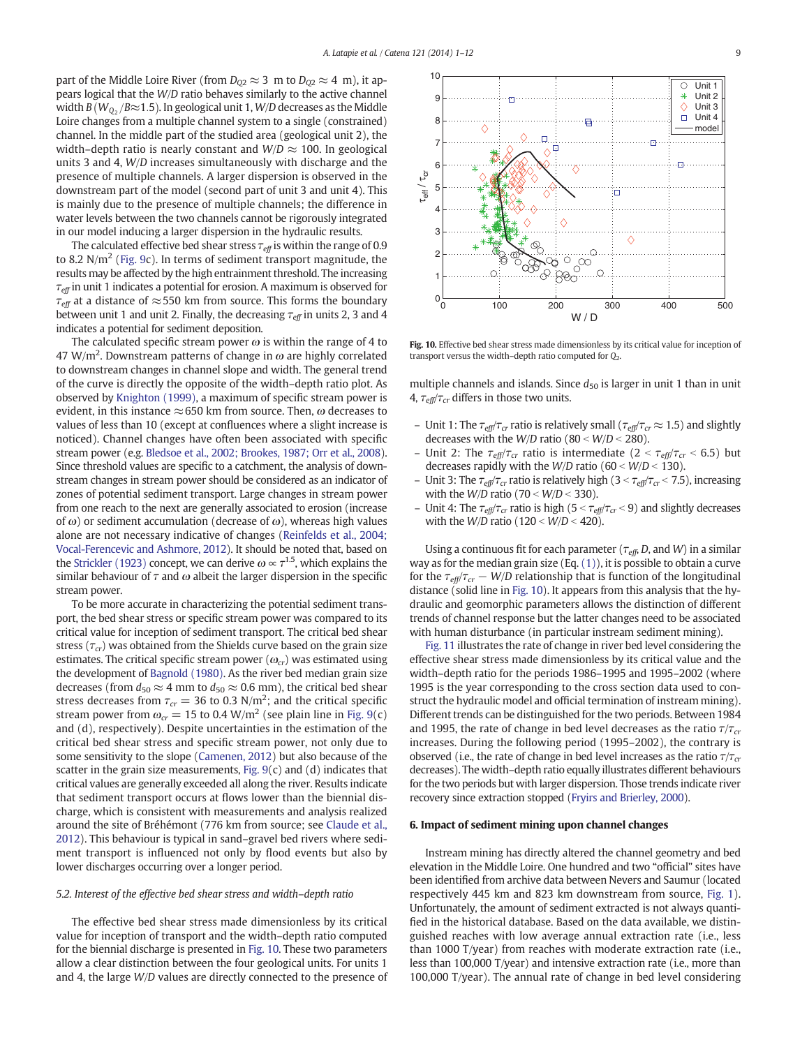part of the Middle Loire River (from $D_{Q2} \approx 3$ m to $D_{Q2} \approx 4$ m), it appears logical that the $W/D$ ratio behaves similarly to the active channel width $B$ ($W_{Q_2}/B \approx 1.5$). In geological unit 1, $W/D$ decreases as the Middle Loire changes from a multiple channel system to a single (constrained) channel. In the middle part of the studied area (geological unit 2), the width–depth ratio is nearly constant and $W/D \approx 100$. In geological units 3 and 4, $W/D$ increases simultaneously with discharge and the presence of multiple channels. A larger dispersion is observed in the downstream part of the model (second part of unit 3 and unit 4). This is mainly due to the presence of multiple channels; the difference in water levels between the two channels cannot be rigorously integrated in our model inducing a larger dispersion in the hydraulic results.

The calculated effective bed shear stress $\tau_{eff}$ is within the range of 0.9 to 8.2 N/m$^2$ (Fig. 9c). In terms of sediment transport magnitude, the results may be affected by the high entrainment threshold. The increasing $\tau_{eff}$ in unit 1 indicates a potential for erosion. A maximum is observed for $\tau_{eff}$ at a distance of $\approx$550 km from source. This forms the boundary between unit 1 and unit 2. Finally, the decreasing $\tau_{eff}$ in units 2, 3 and 4 indicates a potential for sediment deposition.

The calculated specific stream power $\omega$ is within the range of 4 to 47 W/m$^2$. Downstream patterns of change in $\omega$ are highly correlated to downstream changes in channel slope and width. The general trend of the curve is directly the opposite of the width–depth ratio plot. As observed by Knighton (1999), a maximum of specific stream power is evident, in this instance $\approx$650 km from source. Then, $\omega$ decreases to values of less than 10 (except at confluences where a slight increase is noticed). Channel changes have often been associated with specific stream power (e.g. Bledsoe et al., 2002; Brookes, 1987; Orr et al., 2008). Since threshold values are specific to a catchment, the analysis of downstream changes in stream power should be considered as an indicator of zones of potential sediment transport. Large changes in stream power from one reach to the next are generally associated to erosion (increase of $\omega$) or sediment accumulation (decrease of $\omega$), whereas high values alone are not necessary indicative of changes (Reinfelds et al., 2004; Vocal-Ferencevic and Ashmore, 2012). It should be noted that, based on the Strickler (1923) concept, we can derive $\omega \propto \tau^{1.5}$, which explains the similar behaviour of $\tau$ and $\omega$ albeit the larger dispersion in the specific stream power.

To be more accurate in characterizing the potential sediment transport, the bed shear stress or specific stream power was compared to its critical value for inception of sediment transport. The critical bed shear stress ($\tau_{cr}$) was obtained from the Shields curve based on the grain size estimates. The critical specific stream power ($\omega_{cr}$) was estimated using the development of Bagnold (1980). As the river bed median grain size decreases (from $d_{50} \approx 4$ mm to $d_{50} \approx 0.6$ mm), the critical bed shear stress decreases from $\tau_{cr} = 36$ to 0.3 N/m$^2$; and the critical specific stream power from $\omega_{cr} = 15$ to 0.4 W/m$^2$ (see plain line in Fig. 9(c) and (d), respectively). Despite uncertainties in the estimation of the critical bed shear stress and specific stream power, not only due to some sensitivity to the slope (Camenen, 2012) but also because of the scatter in the grain size measurements, Fig. 9(c) and (d) indicates that critical values are generally exceeded all along the river. Results indicate that sediment transport occurs at flows lower than the biennial discharge, which is consistent with measurements and analysis realized around the site of Bréhémont (776 km from source; see Claude et al., 2012). This behaviour is typical in sand–gravel bed rivers where sediment transport is influenced not only by flood events but also by lower discharges occurring over a longer period.

### 5.2. Interest of the effective bed shear stress and width–depth ratio

The effective bed shear stress made dimensionless by its critical value for inception of transport and the width–depth ratio computed for the biennial discharge is presented in Fig. 10. These two parameters allow a clear distinction between the four geological units. For units 1 and 4, the large $W/D$ values are directly connected to the presence of multiple channels and islands. Since $d_{50}$ is larger in unit 1 than in unit 4, $\tau_{eff}/\tau_{cr}$ differs in those two units.

Fig. 10. Effective bed shear stress made dimensionless by its critical value for inception of transport versus the width–depth ratio computed for $Q_2$.

- Unit 1: The $\tau_{eff}/\tau_{cr}$ ratio is relatively small ($\tau_{eff}/\tau_{cr} \approx 1.5$) and slightly decreases with the $W/D$ ratio ($80 < W/D < 280$).
- Unit 2: The $\tau_{eff}/\tau_{cr}$ ratio is intermediate ($2 < \tau_{eff}/\tau_{cr} < 6.5$) but decreases rapidly with the $W/D$ ratio ($60 < W/D < 130$).
- Unit 3: The $\tau_{eff}/\tau_{cr}$ ratio is relatively high ($3 < \tau_{eff}/\tau_{cr} < 7.5$), increasing with the $W/D$ ratio ($70 < W/D < 330$).
- Unit 4: The $\tau_{eff}/\tau_{cr}$ ratio is high ($5 < \tau_{eff}/\tau_{cr} < 9$) and slightly decreases with the $W/D$ ratio ($120 < W/D < 420$).

Using a continuous fit for each parameter ($\tau_{eff}$, $D$, and $W$) in a similar way as for the median grain size (Eq. (1)), it is possible to obtain a curve for the $\tau_{eff}/\tau_{cr} - W/D$ relationship that is function of the longitudinal distance (solid line in Fig. 10). It appears from this analysis that the hydraulic and geomorphic parameters allows the distinction of different trends of channel response but the latter changes need to be associated with human disturbance (in particular instream sediment mining).

Fig. 11 illustrates the rate of change in river bed level considering the effective shear stress made dimensionless by its critical value and the width–depth ratio for the periods 1986–1995 and 1995–2002 (where 1995 is the year corresponding to the cross section data used to construct the hydraulic model and official termination of instream mining). Different trends can be distinguished for the two periods. Between 1984 and 1995, the rate of change in bed level decreases as the ratio $\tau/\tau_{cr}$ increases. During the following period (1995–2002), the contrary is observed (i.e., the rate of change in bed level increases as the ratio $\tau/\tau_{cr}$ decreases). The width–depth ratio equally illustrates different behaviours for the two periods but with larger dispersion. Those trends indicate river recovery since extraction stopped (Fryirs and Brierley, 2000).

## 6. Impact of sediment mining upon channel changes

Instream mining has directly altered the channel geometry and bed elevation in the Middle Loire. One hundred and two "official" sites have been identified from archive data between Nevers and Saumur (located respectively 445 km and 823 km downstream from source, Fig. 1). Unfortunately, the amount of sediment extracted is not always quantified in the historical database. Based on the data available, we distinguished reaches with low average annual extraction rate (i.e., less than 1000 T/year) from reaches with moderate extraction rate (i.e., less than 100,000 T/year) and intensive extraction rate (i.e., more than 100,000 T/year). The annual rate of change in bed level considering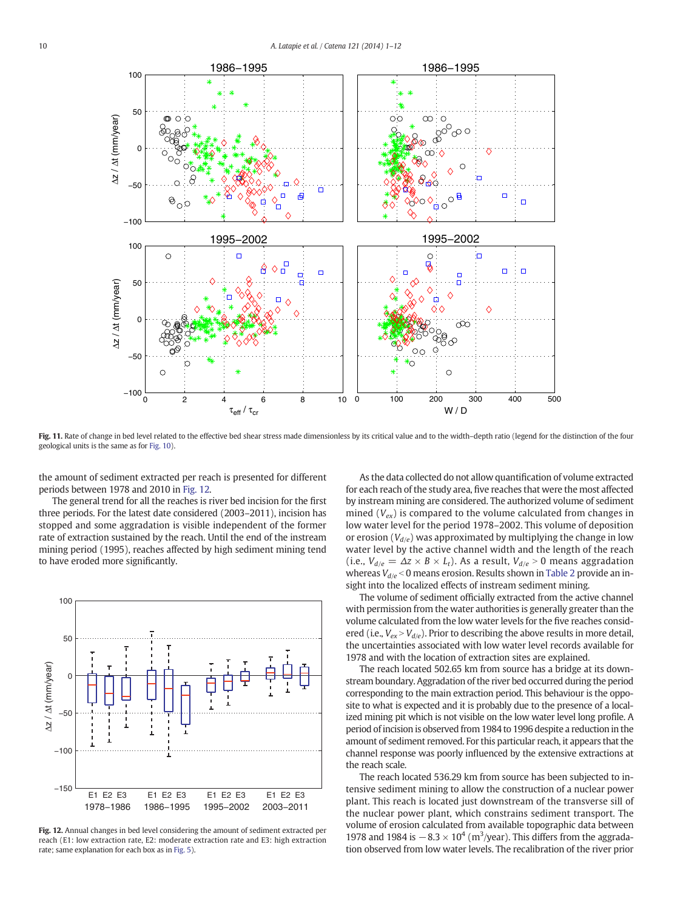**Fig. 11.** Rate of change in bed level related to the effective bed shear stress made dimensionless by its critical value and to the width–depth ratio (legend for the distinction of the four geological units is the same as for Fig. 10).

the amount of sediment extracted per reach is presented for different periods between 1978 and 2010 in Fig. 12.

The general trend for all the reaches is river bed incision for the first three periods. For the latest date considered (2003–2011), incision has stopped and some aggradation is visible independent of the former rate of extraction sustained by the reach. Until the end of the instream mining period (1995), reaches affected by high sediment mining tend to have eroded more significantly.

**Fig. 12.** Annual changes in bed level considering the amount of sediment extracted per reach (E1: low extraction rate, E2: moderate extraction rate and E3: high extraction rate; same explanation for each box as in Fig. 5).

As the data collected do not allow quantification of volume extracted for each reach of the study area, five reaches that were the most affected by instream mining are considered. The authorized volume of sediment mined ($V_{ex}$) is compared to the volume calculated from changes in low water level for the period 1978–2002. This volume of deposition or erosion ($V_{d/e}$) was approximated by multiplying the change in low water level by the active channel width and the length of the reach (i.e., $V_{d/e} = \Delta z \times B \times L_t$). As a result, $V_{d/e} > 0$ means aggradation whereas $V_{d/e} < 0$ means erosion. Results shown in Table 2 provide an insight into the localized effects of instream sediment mining.

The volume of sediment officially extracted from the active channel with permission from the water authorities is generally greater than the volume calculated from the low water levels for the five reaches considered (i.e., $V_{ex} > V_{d/e}$). Prior to describing the above results in more detail, the uncertainties associated with low water level records available for 1978 and with the location of extraction sites are explained.

The reach located 502.65 km from source has a bridge at its downstream boundary. Aggradation of the river bed occurred during the period corresponding to the main extraction period. This behaviour is the opposite to what is expected and it is probably due to the presence of a localized mining pit which is not visible on the low water level long profile. A period of incision is observed from 1984 to 1996 despite a reduction in the amount of sediment removed. For this particular reach, it appears that the channel response was poorly influenced by the extensive extractions at the reach scale.

The reach located 536.29 km from source has been subjected to intensive sediment mining to allow the construction of a nuclear power plant. This reach is located just downstream of the transverse sill of the nuclear power plant, which constrains sediment transport. The volume of erosion calculated from available topographic data between 1978 and 1984 is $-8.3 \times 10^4$ ($m^3$/year). This differs from the aggradation observed from low water levels. The recalibration of the river prior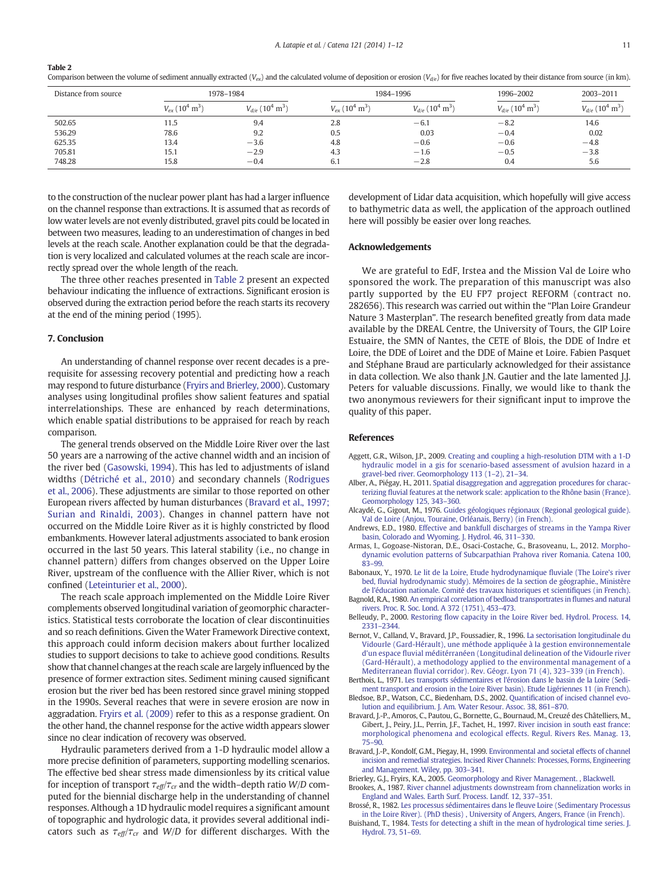**Table 2**
Comparison between the volume of sediment annually extracted ($V_{ex}$) and the calculated volume of deposition or erosion ($V_{d/e}$) for five reaches located by their distance from source (in km).

| Distance from source | 1978–1984 | | 1984–1996 | | 1996–2002 | 2003–2011 |
|---|---|---|---|---|---|---|
| | $V_{ex}$ ($10^4$ m$^3$) | $V_{d/e}$ ($10^4$ m$^3$) | $V_{ex}$ ($10^4$ m$^3$) | $V_{d/e}$ ($10^4$ m$^3$) | $V_{d/e}$ ($10^4$ m$^3$) | $V_{d/e}$ ($10^4$ m$^3$) |
| 502.65 | 11.5 | 9.4 | 2.8 | −6.1 | −8.2 | 14.6 |
| 536.29 | 78.6 | 9.2 | 0.5 | 0.03 | −0.4 | 0.02 |
| 625.35 | 13.4 | −3.6 | 4.8 | −0.6 | −0.6 | −4.8 |
| 705.81 | 15.1 | −2.9 | 4.3 | −1.6 | −0.5 | −3.8 |
| 748.28 | 15.8 | −0.4 | 6.1 | −2.8 | 0.4 | 5.6 |

to the construction of the nuclear power plant has had a larger influence on the channel response than extractions. It is assumed that as records of low water levels are not evenly distributed, gravel pits could be located in between two measures, leading to an underestimation of changes in bed levels at the reach scale. Another explanation could be that the degradation is very localized and calculated volumes at the reach scale are incorrectly spread over the whole length of the reach.

The three other reaches presented in Table 2 present an expected behaviour indicating the influence of extractions. Significant erosion is observed during the extraction period before the reach starts its recovery at the end of the mining period (1995).

## 7. Conclusion

An understanding of channel response over recent decades is a prerequisite for assessing recovery potential and predicting how a reach may respond to future disturbance (Fryirs and Brierley, 2000). Customary analyses using longitudinal profiles show salient features and spatial interrelationships. These are enhanced by reach determinations, which enable spatial distributions to be appraised for reach by reach comparison.

The general trends observed on the Middle Loire River over the last 50 years are a narrowing of the active channel width and an incision of the river bed (Gasowski, 1994). This has led to adjustments of island widths (Détriché et al., 2010) and secondary channels (Rodrigues et al., 2006). These adjustments are similar to those reported on other European rivers affected by human disturbances (Bravard et al., 1997; Surian and Rinaldi, 2003). Changes in channel pattern have not occurred on the Middle Loire River as it is highly constricted by flood embankments. However lateral adjustments associated to bank erosion occurred in the last 50 years. This lateral stability (i.e., no change in channel pattern) differs from changes observed on the Upper Loire River, upstream of the confluence with the Allier River, which is not confined (Leteinturier et al., 2000).

The reach scale approach implemented on the Middle Loire River complements observed longitudinal variation of geomorphic characteristics. Statistical tests corroborate the location of clear discontinuities and so reach definitions. Given the Water Framework Directive context, this approach could inform decision makers about further localized studies to support decisions to take to achieve good conditions. Results show that channel changes at the reach scale are largely influenced by the presence of former extraction sites. Sediment mining caused significant erosion but the river bed has been restored since gravel mining stopped in the 1990s. Several reaches that were in severe erosion are now in aggradation. Fryirs et al. (2009) refer to this as a response gradient. On the other hand, the channel response for the active width appears slower since no clear indication of recovery was observed.

Hydraulic parameters derived from a 1-D hydraulic model allow a more precise definition of parameters, supporting modelling scenarios. The effective bed shear stress made dimensionless by its critical value for inception of transport $\tau_{eff}/\tau_{cr}$ and the width–depth ratio $W/D$ computed for the biennial discharge help in the understanding of channel responses. Although a 1D hydraulic model requires a significant amount of topographic and hydrologic data, it provides several additional indicators such as $\tau_{eff}/\tau_{cr}$ and $W/D$ for different discharges. With the development of Lidar data acquisition, which hopefully will give access to bathymetric data as well, the application of the approach outlined here will possibly be easier over long reaches.

## Acknowledgements

We are grateful to EdF, Irstea and the Mission Val de Loire who sponsored the work. The preparation of this manuscript was also partly supported by the EU FP7 project REFORM (contract no. 282656). This research was carried out within the "Plan Loire Grandeur Nature 3 Masterplan". The research benefited greatly from data made available by the DREAL Centre, the University of Tours, the GIP Loire Estuaire, the SMN of Nantes, the CETE of Blois, the DDE of Indre et Loire, the DDE of Loiret and the DDE of Maine et Loire. Fabien Pasquet and Stéphane Braud are particularly acknowledged for their assistance in data collection. We also thank J.N. Gautier and the late lamented J.J. Peters for valuable discussions. Finally, we would like to thank the two anonymous reviewers for their significant input to improve the quality of this paper.

## References

Aggett, G.R., Wilson, J.P., 2009. Creating and coupling a high-resolution DTM with a 1-D hydraulic model in a gis for scenario-based assessment of avulsion hazard in a gravel-bed river. Geomorphology 113 (1–2), 21–34.

Alber, A., Piégay, H., 2011. Spatial disaggregation and aggregation procedures for characterizing fluvial features at the network scale: application to the Rhône basin (France). Geomorphology 125, 343–360.

Alcaydé, G., Gigout, M., 1976. Guides géologiques régionaux (Regional geological guide). Val de Loire (Anjou, Touraine, Orléanais, Berry) (in French).

Andrews, E.D., 1980. Effective and bankfull discharges of streams in the Yampa River basin, Colorado and Wyoming. J. Hydrol. 46, 311–330.

Armas, I., Gogoase-Nistoran, D.E., Osaci-Costache, G., Brasoveanu, L., 2012. Morphodynamic evolution patterns of Subcarpathian Prahova river Romania. Catena 100, 83–99.

Babonaux, Y., 1970. Le lit de la Loire, Etude hydrodynamique fluviale (The Loire's river bed, fluvial hydrodynamic study). Mémoires de la section de géographie., Ministère de l'éducation nationale. Comité des travaux historiques et scientifiques (in French).

Bagnold, R.A., 1980. An empirical correlation of bedload transportrates in flumes and natural rivers. Proc. R. Soc. Lond. A 372 (1751), 453–473.

Belleudy, P., 2000. Restoring flow capacity in the Loire River bed. Hydrol. Process. 14, 2331–2344.

Bernot, V., Calland, V., Bravard, J.P., Foussadier, R., 1996. La sectorisation longitudinale du Vidourle (Gard-Hérault), une méthode appliquée à la gestion environnementale d'un espace fluvial méditérranéen (Longitudinal delineation of the Vidourle river (Gard-Hérault), a methodology applied to the environmental management of a Mediterranean fluvial corridor). Rev. Géogr. Lyon 71 (4), 323–339 (in French).

Berthois, L., 1971. Les transports sédimentaires et l'érosion dans le bassin de la Loire (Sediment transport and erosion in the Loire River basin). Etude Ligériennes 11 (in French).

Bledsoe, B.P., Watson, C.C., Biedenham, D.S., 2002. Quantification of incised channel evolution and equilibrium. J. Am. Water Resour. Assoc. 38, 861–870.

Bravard, J.-P., Amoros, C., Pautou, G., Bornette, G., Bournaud, M., Creuzé des Châtelliers, M., Gibert, J., Peiry, J.L., Perrin, J.F., Tachet, H., 1997. River incision in south east france: morphological phenomena and ecological effects. Regul. Rivers Res. Manag. 13, 75–90.

Bravard, J.-P., Kondolf, G.M., Piegay, H., 1999. Environmental and societal effects of channel incision and remedial strategies. Incised River Channels: Processes, Forms, Engineering and Management. Wiley, pp. 303–341.

Brierley, G.J., Fryirs, K.A., 2005. Geomorphology and River Management. , Blackwell.

Brookes, A., 1987. River channel adjustments downstream from channelization works in England and Wales. Earth Surf. Process. Landf. 12, 337–351.

Brossé, R., 1982. Les processus sédimentaires dans le fleuve Loire (Sedimentary Processus in the Loire River). (PhD thesis) , University of Angers, Angers, France (in French).

Buishand, T., 1984. Tests for detecting a shift in the mean of hydrological time series. J. Hydrol. 73, 51–69.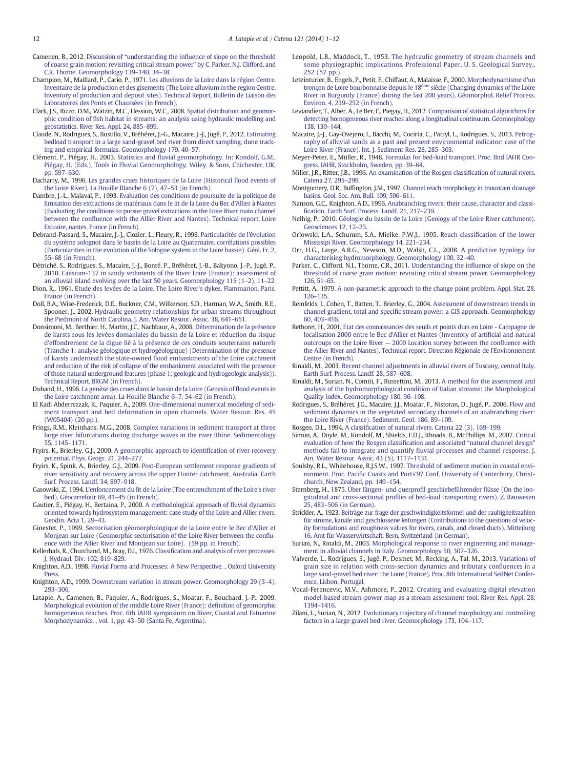Camenen, B., 2012. Discussion of "understanding the influence of slope on the threshold of coarse grain motion: revisiting critical stream power" by C. Parker, N.J. Clifford, and C.R. Thorne. Geomorphology 139–140, 34–38.

Champion, M., Maillard, P., Cario, P., 1971. Les alluvions de la Loire dans la région Centre. Inventaire de la production et des gisements (The Loire alluvium in the region Centre. Inventory of production and deposit sites). Technical Report, Bulletin de Liaison des Laboratoires des Ponts et Chaussées (in French).

Clark, J.S., Rizzo, D.M., Watzin, M.C., Hession, W.C., 2008. Spatial distribution and geomorphic condition of fish habitat in streams: an analysis using hydraulic modelling and geostatistics. River Res. Appl. 24, 885–899.

Claude, N., Rodrigues, S., Bustillo, V., Bréhéret, J.-G., Macaire, J.-J., Jugé, P., 2012. Estimating bedload transport in a large sand-gravel bed river from direct sampling, dune tracking and empirical formulas. Geomorphology 179, 40–57.

Clément, P., Piégay, H., 2003. Statistics and fluvial geomorphology. In: Kondolf, G.M., Piégay, H. (Eds.), Tools in Fluvial Geomorphology. Wiley. & Sons, Chichester, UK, pp. 597–630.

Dacharry, M., 1996. Les grandes crues historiques de la Loire (Historical flood events of the Loire River). La Houille Blanche 6 (7), 47–53 (in French).

Dambre, J.-L., Malaval, P., 1993. Evaluation des conditions de poursuite de la politique de limitation des extractions de matériaux dans le lit de la Loire du Bec d'Allier à Nantes (Evaluating the conditions to pursue gravel extractions in the Loire River main channel between the confluence with the Allier River and Nantes). Technical report, Loire Estuaire, nantes, France (in French).

Debrand-Passard, S., Macaire, J.-J., Clozier, L., Fleury, R., 1998. Particularités de l'évolution du système solognot dans le bassin de la Loire au Quaternaire. corrélations possibles (Particularities in the evolution of the Sologne system in the Loire bassin). Géol. Fr. 2, 55–68 (in French).

Détriché, S., Rodrigues, S., Macaire, J.-J., Bonté, P., Bréhéret, J.-B., Bakyono, J.-P., Jugé, P., 2010. Caesium-137 in sandy sediments of the River Loire (France): assessment of an alluvial island evolving over the last 50 years. Geomorphology 115 (1–2), 11–22.

Dion, R., 1961. Etude des levées de la Loire. The Loire River's dykes, Flammarion, Paris, France (in French).

Doll, B.A., Wise-Frederick, D.E., Buckner, C.M., Wilkerson, S.D., Harman, W.A., Smith, R.E., Spooner, J., 2002. Hydraulic geometry relationships for urban streams throughout the Piedmont of North Carolina. J. Am. Water Resour. Assoc. 38, 641–651.

Donsimoni, M., Berthier, H., Martin, J.C., Nachbaur, A., 2008. Détermination de la présence de karsts sous les levées domaniales du bassin de la Loire et réduction du risque d'effondrement de la digue lié à la présence de ces conduits souterrains naturels (Tranche 1: analyse géologique et hydrogéologique) (Determination of the presence of karsts underneath the state-owned flood embankments of the Loire catchment and reduction of the risk of collapse of the embankment associated with the presence of those natural underground features (phase 1: geologic and hydrogeologic analysis)). Technical Report, BRGM (in French).

Duband, H., 1996. La genèse des crues dans le bassin de la Loire (Genesis of flood events in the Loire catchment area). La Houille Blanche 6–7, 54–62 (in French).

El Kadi Abderrezzak, K., Paquier, A., 2009. One-dimensional numerical modeling of sediment transport and bed deformation in open channels. Water Resour. Res. 45 (W05404) (20 pp.).

Frings, R.M., Kleinhans, M.G., 2008. Complex variations in sediment transport at three large river bifurcations during discharge waves in the river Rhine. Sedimentology 55, 1145–1171.

Fryirs, K., Brierley, G.J., 2000. A geomorphic approach to identification of river recovery potential. Phys. Geogr. 21, 244–277.

Fryirs, K., Spink, A., Brierley, G.J., 2009. Post-European settlement response gradients of river sensitivity and recovery across the upper Hunter catchment, Australia. Earth Surf. Process. Landf. 34, 897–918.

Gasowski, Z., 1994. L'enfoncement du lit de la Loire (The entrenchment of the Loire's river bed). Géocarrefour 69, 41–45 (in French).

Gautier, E., Piégay, H., Bertaina, P., 2000. A methodological approach of fluvial dynamics oriented towards hydrosystem management: case study of the Loire and Allier rivers. Geodin. Acta 1, 29–43.

Ginestet, P., 1999. Sectorisation géomorphologique de la Loire entre le Bec d'Allier et Monjean sur Loire (Geomorphic sectorisation of the Loire River between the confluence with the Allier River and Montjean sur Loire). (59 pp. in French).

Kellerhals, R., Churchand, M., Bray, D.I., 1976. Classification and analysis of river processes. J. Hydraul. Div. 102, 819–829.

Knighton, A.D., 1998. Fluvial Forms and Processes: A New Perspective. , Oxford University Press.

Knighton, A.D., 1999. Downstream variation in stream power. Geomorphology 29 (3–4), 293–306.

Latapie, A., Camenen, B., Paquier, A., Rodrigues, S., Moatar, F., Bouchard, J.-P., 2009. Morphological evolution of the middle Loire River (France): definition of geomorphic homogeneous reaches. Proc. 6th IAHR symposium on River, Coastal and Estuarine Morphodynamics. , vol. 1, pp. 43–50 (Santa Fe, Argentina).

Leopold, L.B., Maddock, T., 1953. The hydraulic geometry of stream channels and some physiographic implications. Professional Paper. U. S. Geological Survey., 252 (57 pp.).

Leteinturier, B., Engels, P., Petit, F., Chiffaut, A., Malaisse, F., 2000. Morphodynamisme d'un tronçon de Loire bourbonnaise depuis le 18$^{ème}$ siècle (Changing dynamics of the Loire River in Burgundy (France) during the last 200 years). Géomorphol. Relief Process. Environ. 4, 239–252 (in French).

Leviandier, T., Alber, A., Le Ber, F., Piegay, H., 2012. Comparison of statistical algorithms for detecting homogeneous river reaches along a longitudinal continuum. Geomorphology 138, 130–144.

Macaire, J.-J., Gay-Ovejero, I., Bacchi, M., Cocirta, C., Patryl, L., Rodrigues, S., 2013. Petrography of alluvial sands as a past and present environmental indicator: case of the Loire River (France). Int. J. Sediment Res. 28, 285–303.

Meyer-Peter, E., Müller, R., 1948. Formulas for bed-load transport. Proc. IInd IAHR Congress. IAHR, Stockholm, Sweden, pp. 39–64.

Miller, J.R., Ritter, J.B., 1996. An examination of the Rosgen classification of natural rivers. Catena 27, 295–299.

Montgomery, D.R., Buffington, J.M., 1997. Channel reach morphology in mountain drainage basins. Geol. Soc. Am. Bull. 109, 596–611.

Nanson, G.C., Knighton, A.D., 1996. Anabranching rivers: their cause, character and classification. Earth Surf. Process. Landf. 21, 217–239.

Nelhig, P., 2010. Géologie du bassin de la Loire (Geology of the Loire River catchment). Geosciences 12, 12–23.

Orlowski, L.A., Schumm, S.A., Mielke, P.W.J., 1995. Reach classification of the lower Mississipi River. Geomorphology 14, 221–234.

Orr, H.G., Large, A.R.G., Newson, M.D., Walsh, C.L., 2008. A predictive typology for characterising hydromorphology. Geomorphology 100, 32–40.

Parker, C., Clifford, N.I., Thorne, C.R., 2011. Understanding the influence of slope on the threshold of coarse grain motion: revisiting critical stream power. Geomorphology 126, 51–65.

Pettitt, A., 1979. A non-parametric approach to the change point problem. Appl. Stat. 28, 126–135.

Reinfelds, I., Cohen, T., Batten, T., Brierley, G., 2004. Assessment of downstream trends in channel gradient, total and specific stream power: a GIS approach. Geomorphology 60, 403–416.

Rethoret, H., 2001. Etat des connaissances des seuils et points durs en Loire - Campagne de localisation 2000 entre le Bec d'Allier et Nantes (Inventory of artificial and natural outcrops on the Loire River — 2000 Location survey between the confluence with the Allier River and Nantes). Technical report, Direction Régionale de l'Environnement Centre (in French).

Rinaldi, M., 2003. Recent channel adjustments in alluvial rivers of Tuscany, central Italy. Earth Surf. Process. Landf. 28, 587–608.

Rinaldi, M., Surian, N., Comiti, F., Bussettini, M., 2013. A method for the assessment and analysis of the hydromorphological condition of Italian streams: the Morphological Quality Index. Geomorphology 180, 96–108.

Rodrigues, S., Bréhéret, J.G., Macaire, J.J., Moatar, F., Nistoran, D., Jugé, P., 2006. Flow and sediment dynamics in the vegetated secondary channels of an anabranching river: the Loire River (France). Sediment. Geol. 186, 89–109.

Rosgen, D.L., 1994. A classification of natural rivers. Catena 22 (3), 169–199.

Simon, A., Doyle, M., Kondolf, M., Shields, F.D.J., Rhoads, B., McPhillips, M., 2007. Critical evaluation of how the Rosgen classification and associated "natural channel design" methods fail to integrate and quantify fluvial processes and channel response. J. Am. Water Resour. Assoc. 43 (5), 1117–1131.

Soulsby, R.L., Whitehouse, R.J.S.W., 1997. Threshold of sediment motion in coastal environment. Proc. Pacific Coasts and Ports'97 Conf. University of Canterbury, Christchurch, New Zealand, pp. 149–154.

Sternberg, H., 1875. Über längen- und querprofil geschiebeführender flüsse (On the longitudinal and cross-sectional profiles of bed-load transporting rivers). Z. Bauwesen 25, 483–506 (in German).

Strickler, A., 1923. Beiträge zur frage der geschwindigkeitsformel und der rauhigkeitszahlen für ströme, kanäle und geschlossene leitungen (Contributions to the questions of velocity formulations and roughness values for rivers, canals, and closed ducts). Mitteilung 16, Amt für Wasserwirtschaft, Bern, Switzerland (in German).

Surian, N., Rinaldi, M., 2003. Morphological response to river engineering and management in alluvial channels in Italy. Geomorphology 50, 307–326.

Valverde, L., Rodrigues, S., Jugé, P., Desmet, M., Recking, A., Tal, M., 2013. Variations of grain size in relation with cross-section dynamics and tributary confluences in a large sand-gravel bed river: the Loire (France). Proc. 8th International SedNet Conference, Lisbon, Portugal.

Vocal-Ferencevic, M.V., Ashmore, P., 2012. Creating and evaluating digital elevation model-based stream-power map as a stream assessment tool. River Res. Appl. 28, 1394–1416.

Zilani, L., Surian, N., 2012. Evolutionary trajectory of channel morphology and controlling factors in a large gravel bed river. Geomorphology 173, 104–117.